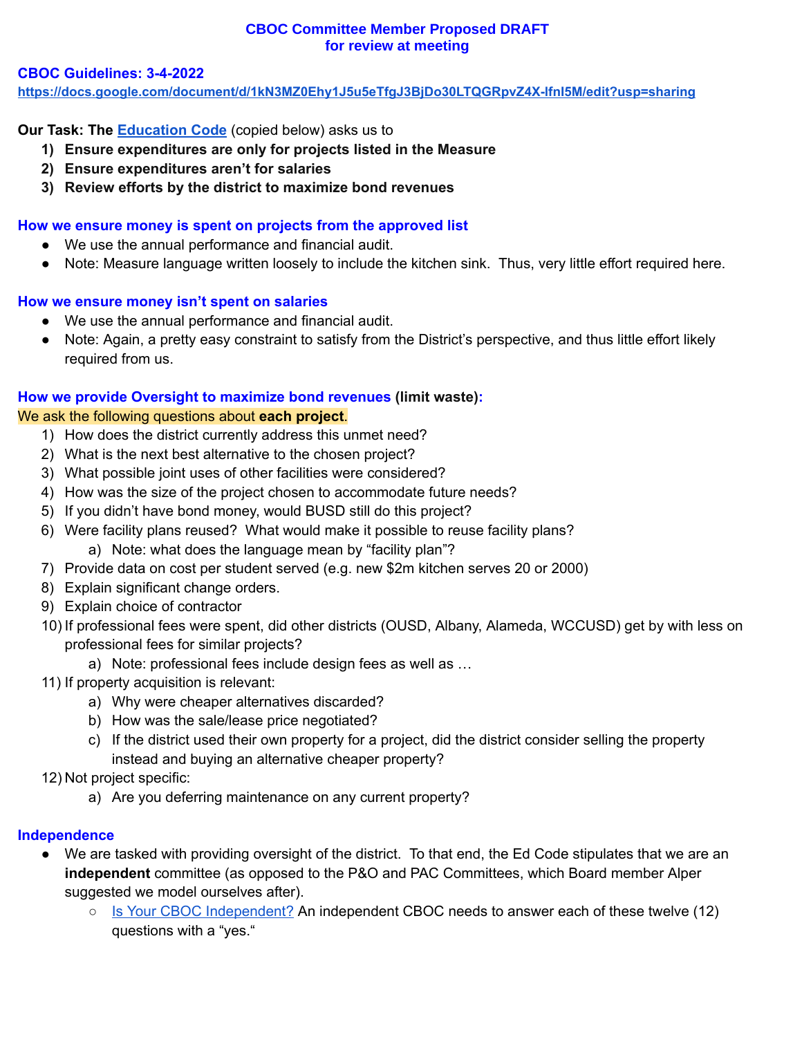**CBOC Committee Member Proposed DRAFT**
**for review at meeting**

**CBOC Guidelines: 3-4-2022**
**https://docs.google.com/document/d/1kN3MZ0Ehy1J5u5eTfgJ3BjDo30LTQGRpvZ4X-lfnl5M/edit?usp=sharing**

**Our Task: The Education Code (copied below) asks us to**

1) **Ensure expenditures are only for projects listed in the Measure**
2) **Ensure expenditures aren't for salaries**
3) **Review efforts by the district to maximize bond revenues**

**How we ensure money is spent on projects from the approved list**

- We use the annual performance and financial audit.
- Note: Measure language written loosely to include the kitchen sink. Thus, very little effort required here.

**How we ensure money isn't spent on salaries**

- We use the annual performance and financial audit.
- Note: Again, a pretty easy constraint to satisfy from the District's perspective, and thus little effort likely required from us.

**How we provide Oversight to maximize bond revenues (limit waste):**

We ask the following questions about **each project**.

1) How does the district currently address this unmet need?
2) What is the next best alternative to the chosen project?
3) What possible joint uses of other facilities were considered?
4) How was the size of the project chosen to accommodate future needs?
5) If you didn't have bond money, would BUSD still do this project?
6) Were facility plans reused? What would make it possible to reuse facility plans?
   a) Note: what does the language mean by "facility plan"?
7) Provide data on cost per student served (e.g. new $2m kitchen serves 20 or 2000)
8) Explain significant change orders.
9) Explain choice of contractor
10) If professional fees were spent, did other districts (OUSD, Albany, Alameda, WCCUSD) get by with less on professional fees for similar projects?
    a) Note: professional fees include design fees as well as …
11) If property acquisition is relevant:
    a) Why were cheaper alternatives discarded?
    b) How was the sale/lease price negotiated?
    c) If the district used their own property for a project, did the district consider selling the property instead and buying an alternative cheaper property?
12) Not project specific:
    a) Are you deferring maintenance on any current property?

**Independence**

- We are tasked with providing oversight of the district. To that end, the Ed Code stipulates that we are an **independent** committee (as opposed to the P&O and PAC Committees, which Board member Alper suggested we model ourselves after).
  - Is Your CBOC Independent? An independent CBOC needs to answer each of these twelve (12) questions with a "yes."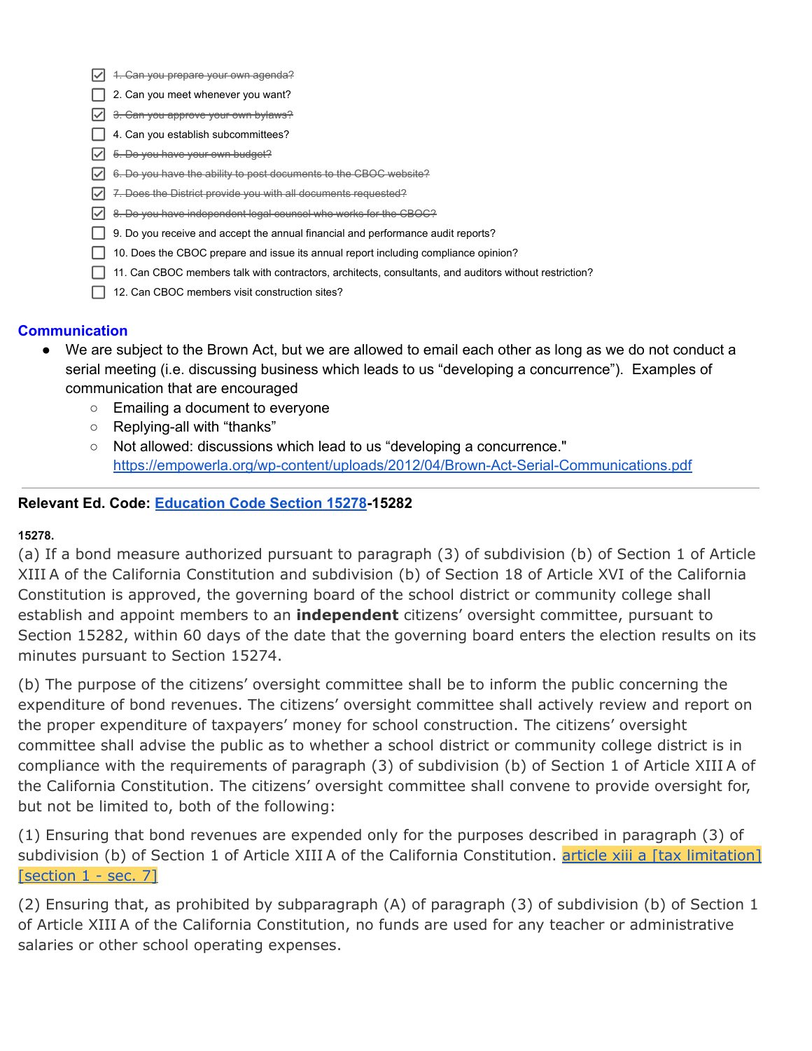- [x] ~~1. Can you prepare your own agenda?~~
- [ ] 2. Can you meet whenever you want?
- [x] ~~3. Can you approve your own bylaws?~~
- [ ] 4. Can you establish subcommittees?
- [x] ~~5. Do you have your own budget?~~
- [x] ~~6. Do you have the ability to post documents to the CBOC website?~~
- [x] ~~7. Does the District provide you with all documents requested?~~
- [x] ~~8. Do you have independent legal counsel who works for the CBOC?~~
- [ ] 9. Do you receive and accept the annual financial and performance audit reports?
- [ ] 10. Does the CBOC prepare and issue its annual report including compliance opinion?
- [ ] 11. Can CBOC members talk with contractors, architects, consultants, and auditors without restriction?
- [ ] 12. Can CBOC members visit construction sites?

## Communication

- We are subject to the Brown Act, but we are allowed to email each other as long as we do not conduct a serial meeting (i.e. discussing business which leads to us "developing a concurrence"). Examples of communication that are encouraged
  - Emailing a document to everyone
  - Replying-all with "thanks"
  - Not allowed: discussions which lead to us "developing a concurrence." https://empowerla.org/wp-content/uploads/2012/04/Brown-Act-Serial-Communications.pdf

---

**Relevant Ed. Code: Education Code Section 15278-15282**

**15278.**

(a) If a bond measure authorized pursuant to paragraph (3) of subdivision (b) of Section 1 of Article XIII A of the California Constitution and subdivision (b) of Section 18 of Article XVI of the California Constitution is approved, the governing board of the school district or community college shall establish and appoint members to an **independent** citizens' oversight committee, pursuant to Section 15282, within 60 days of the date that the governing board enters the election results on its minutes pursuant to Section 15274.

(b) The purpose of the citizens' oversight committee shall be to inform the public concerning the expenditure of bond revenues. The citizens' oversight committee shall actively review and report on the proper expenditure of taxpayers' money for school construction. The citizens' oversight committee shall advise the public as to whether a school district or community college district is in compliance with the requirements of paragraph (3) of subdivision (b) of Section 1 of Article XIII A of the California Constitution. The citizens' oversight committee shall convene to provide oversight for, but not be limited to, both of the following:

(1) Ensuring that bond revenues are expended only for the purposes described in paragraph (3) of subdivision (b) of Section 1 of Article XIII A of the California Constitution. article xiii a [tax limitation] [section 1 - sec. 7]

(2) Ensuring that, as prohibited by subparagraph (A) of paragraph (3) of subdivision (b) of Section 1 of Article XIII A of the California Constitution, no funds are used for any teacher or administrative salaries or other school operating expenses.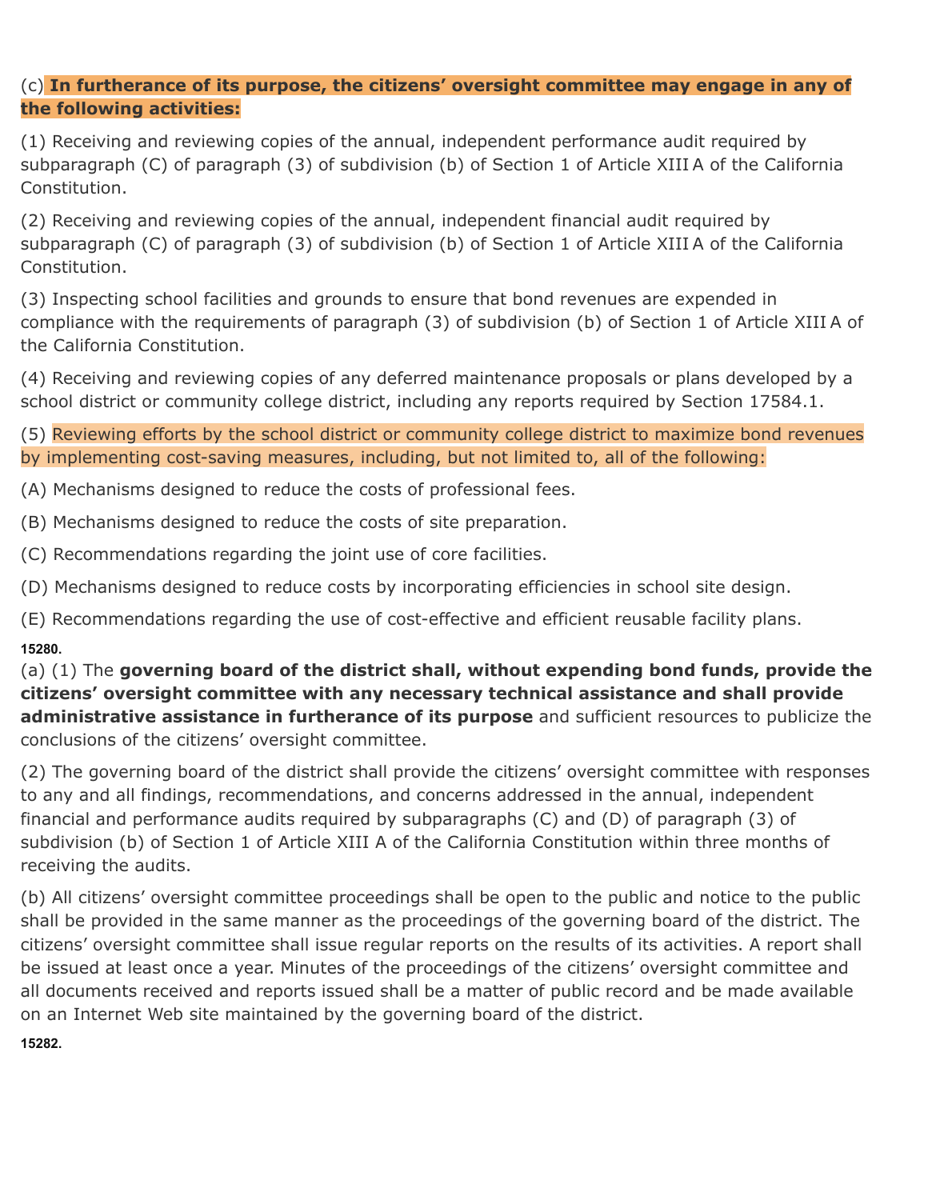(c) **In furtherance of its purpose, the citizens' oversight committee may engage in any of the following activities:**

(1) Receiving and reviewing copies of the annual, independent performance audit required by subparagraph (C) of paragraph (3) of subdivision (b) of Section 1 of Article XIII A of the California Constitution.

(2) Receiving and reviewing copies of the annual, independent financial audit required by subparagraph (C) of paragraph (3) of subdivision (b) of Section 1 of Article XIII A of the California Constitution.

(3) Inspecting school facilities and grounds to ensure that bond revenues are expended in compliance with the requirements of paragraph (3) of subdivision (b) of Section 1 of Article XIII A of the California Constitution.

(4) Receiving and reviewing copies of any deferred maintenance proposals or plans developed by a school district or community college district, including any reports required by Section 17584.1.

(5) Reviewing efforts by the school district or community college district to maximize bond revenues by implementing cost-saving measures, including, but not limited to, all of the following:

(A) Mechanisms designed to reduce the costs of professional fees.

(B) Mechanisms designed to reduce the costs of site preparation.

(C) Recommendations regarding the joint use of core facilities.

(D) Mechanisms designed to reduce costs by incorporating efficiencies in school site design.

(E) Recommendations regarding the use of cost-effective and efficient reusable facility plans.

**15280.**

(a) (1) The **governing board of the district shall, without expending bond funds, provide the citizens' oversight committee with any necessary technical assistance and shall provide administrative assistance in furtherance of its purpose** and sufficient resources to publicize the conclusions of the citizens' oversight committee.

(2) The governing board of the district shall provide the citizens' oversight committee with responses to any and all findings, recommendations, and concerns addressed in the annual, independent financial and performance audits required by subparagraphs (C) and (D) of paragraph (3) of subdivision (b) of Section 1 of Article XIII A of the California Constitution within three months of receiving the audits.

(b) All citizens' oversight committee proceedings shall be open to the public and notice to the public shall be provided in the same manner as the proceedings of the governing board of the district. The citizens' oversight committee shall issue regular reports on the results of its activities. A report shall be issued at least once a year. Minutes of the proceedings of the citizens' oversight committee and all documents received and reports issued shall be a matter of public record and be made available on an Internet Web site maintained by the governing board of the district.

**15282.**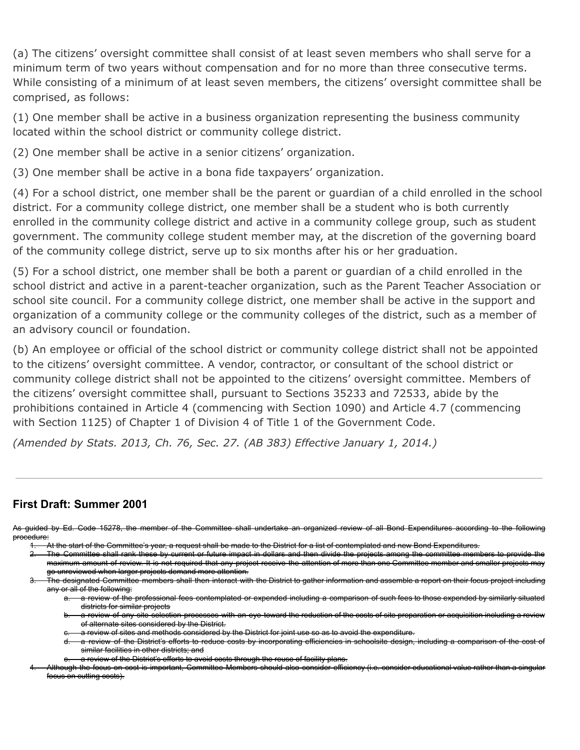(a) The citizens' oversight committee shall consist of at least seven members who shall serve for a minimum term of two years without compensation and for no more than three consecutive terms. While consisting of a minimum of at least seven members, the citizens' oversight committee shall be comprised, as follows:

(1) One member shall be active in a business organization representing the business community located within the school district or community college district.

(2) One member shall be active in a senior citizens' organization.

(3) One member shall be active in a bona fide taxpayers' organization.

(4) For a school district, one member shall be the parent or guardian of a child enrolled in the school district. For a community college district, one member shall be a student who is both currently enrolled in the community college district and active in a community college group, such as student government. The community college student member may, at the discretion of the governing board of the community college district, serve up to six months after his or her graduation.

(5) For a school district, one member shall be both a parent or guardian of a child enrolled in the school district and active in a parent-teacher organization, such as the Parent Teacher Association or school site council. For a community college district, one member shall be active in the support and organization of a community college or the community colleges of the district, such as a member of an advisory council or foundation.

(b) An employee or official of the school district or community college district shall not be appointed to the citizens' oversight committee. A vendor, contractor, or consultant of the school district or community college district shall not be appointed to the citizens' oversight committee. Members of the citizens' oversight committee shall, pursuant to Sections 35233 and 72533, abide by the prohibitions contained in Article 4 (commencing with Section 1090) and Article 4.7 (commencing with Section 1125) of Chapter 1 of Division 4 of Title 1 of the Government Code.

*(Amended by Stats. 2013, Ch. 76, Sec. 27. (AB 383) Effective January 1, 2014.)*

---

## First Draft: Summer 2001

~~As guided by Ed. Code 15278, the member of the Committee shall undertake an organized review of all Bond Expenditures according to the following procedure:~~

1. ~~At the start of the Committee's year, a request shall be made to the District for a list of contemplated and new Bond Expenditures.~~
2. ~~The Committee shall rank these by current or future impact in dollars and then divide the projects among the committee members to provide the maximum amount of review. It is not required that any project receive the attention of more than one Committee member and smaller projects may go unreviewed when larger projects demand more attention.~~
3. ~~The designated Committee members shall then interact with the District to gather information and assemble a report on their focus project including any or all of the following:~~
    a. ~~a review of the professional fees contemplated or expended including a comparison of such fees to those expended by similarly situated districts for similar projects~~
    b. ~~a review of any site selection processes with an eye toward the reduction of the costs of site preparation or acquisition including a review of alternate sites considered by the District.~~
    c. ~~a review of sites and methods considered by the District for joint use so as to avoid the expenditure.~~
    d. ~~a review of the District's efforts to reduce costs by incorporating efficiencies in schoolsite design, including a comparison of the cost of similar facilities in other districts; and~~
    e. ~~a review of the District's efforts to avoid costs through the reuse of facility plans.~~
4. ~~Although the focus on cost is important, Committee Members should also consider efficiency (i.e. consider educational value rather than a singular focus on cutting costs).~~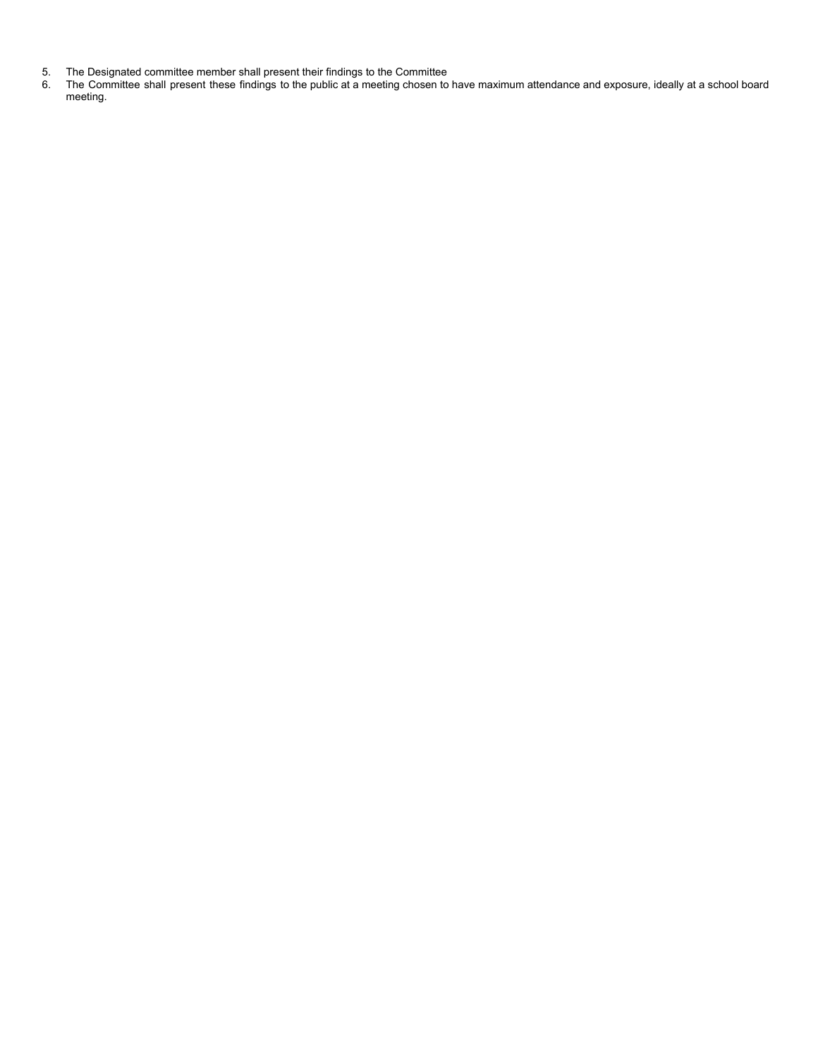5. The Designated committee member shall present their findings to the Committee
6. The Committee shall present these findings to the public at a meeting chosen to have maximum attendance and exposure, ideally at a school board meeting.